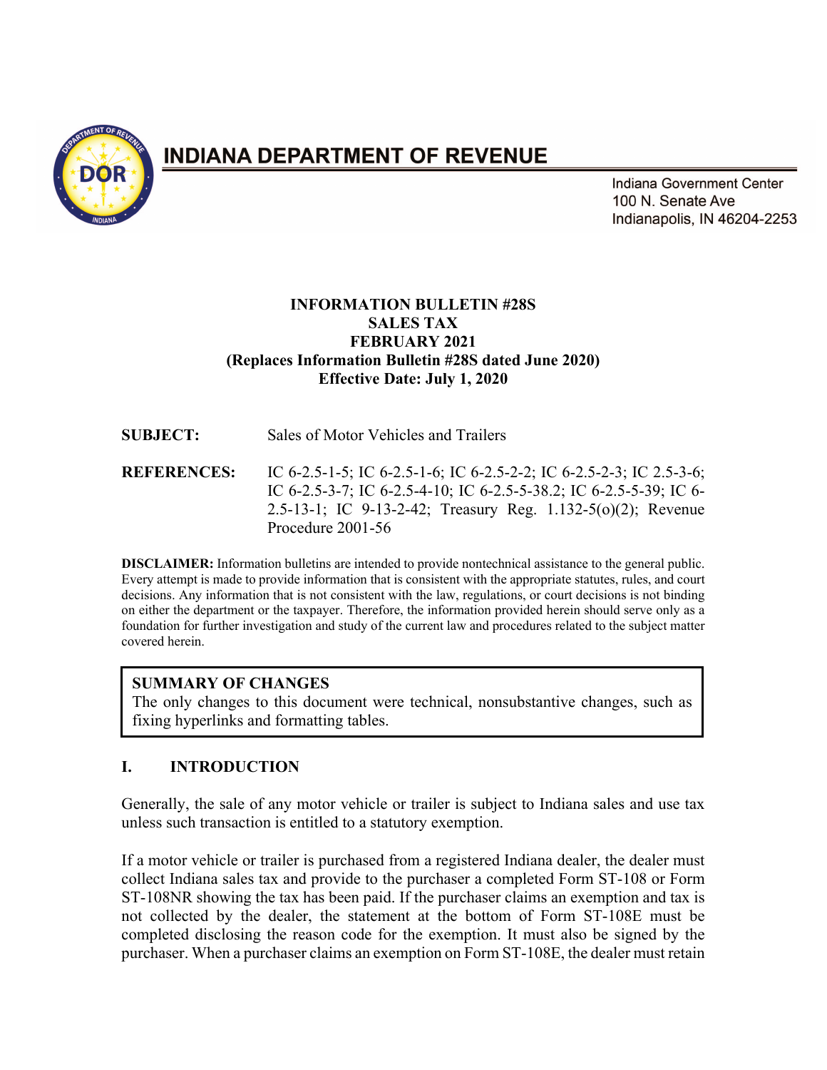# INDIANA DEPARTMENT OF REVENUE

Indiana Government Center
100 N. Senate Ave
Indianapolis, IN 46204-2253

**INFORMATION BULLETIN #28S**
**SALES TAX**
**FEBRUARY 2021**
**(Replaces Information Bulletin #28S dated June 2020)**
**Effective Date: July 1, 2020**

**SUBJECT:** Sales of Motor Vehicles and Trailers

**REFERENCES:** IC 6-2.5-1-5; IC 6-2.5-1-6; IC 6-2.5-2-2; IC 6-2.5-2-3; IC 2.5-3-6; IC 6-2.5-3-7; IC 6-2.5-4-10; IC 6-2.5-5-38.2; IC 6-2.5-5-39; IC 6-2.5-13-1; IC 9-13-2-42; Treasury Reg. 1.132-5(o)(2); Revenue Procedure 2001-56

**DISCLAIMER:** Information bulletins are intended to provide nontechnical assistance to the general public. Every attempt is made to provide information that is consistent with the appropriate statutes, rules, and court decisions. Any information that is not consistent with the law, regulations, or court decisions is not binding on either the department or the taxpayer. Therefore, the information provided herein should serve only as a foundation for further investigation and study of the current law and procedures related to the subject matter covered herein.

> **SUMMARY OF CHANGES**
> The only changes to this document were technical, nonsubstantive changes, such as fixing hyperlinks and formatting tables.

## I. INTRODUCTION

Generally, the sale of any motor vehicle or trailer is subject to Indiana sales and use tax unless such transaction is entitled to a statutory exemption.

If a motor vehicle or trailer is purchased from a registered Indiana dealer, the dealer must collect Indiana sales tax and provide to the purchaser a completed Form ST-108 or Form ST-108NR showing the tax has been paid. If the purchaser claims an exemption and tax is not collected by the dealer, the statement at the bottom of Form ST-108E must be completed disclosing the reason code for the exemption. It must also be signed by the purchaser. When a purchaser claims an exemption on Form ST-108E, the dealer must retain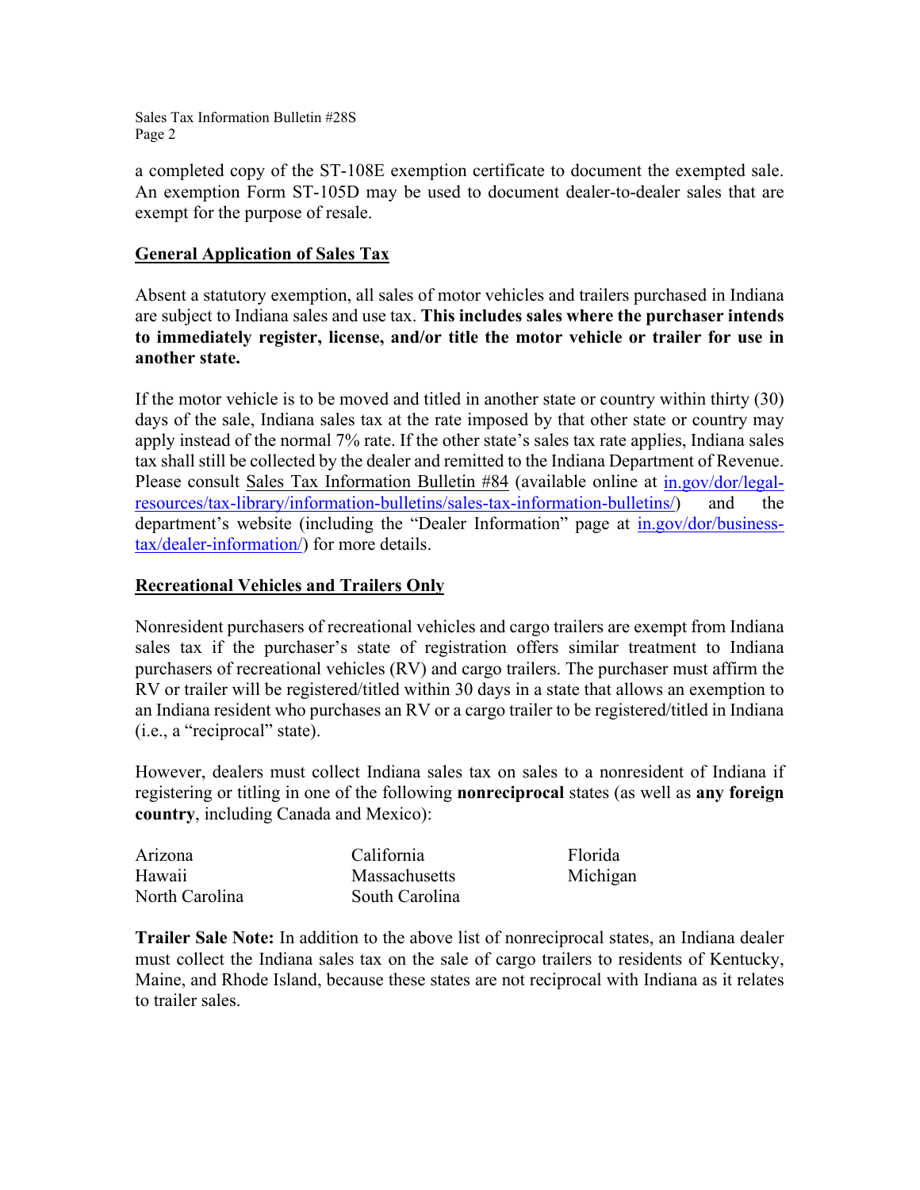a completed copy of the ST-108E exemption certificate to document the exempted sale. An exemption Form ST-105D may be used to document dealer-to-dealer sales that are exempt for the purpose of resale.

## General Application of Sales Tax

Absent a statutory exemption, all sales of motor vehicles and trailers purchased in Indiana are subject to Indiana sales and use tax. **This includes sales where the purchaser intends to immediately register, license, and/or title the motor vehicle or trailer for use in another state.**

If the motor vehicle is to be moved and titled in another state or country within thirty (30) days of the sale, Indiana sales tax at the rate imposed by that other state or country may apply instead of the normal 7% rate. If the other state's sales tax rate applies, Indiana sales tax shall still be collected by the dealer and remitted to the Indiana Department of Revenue. Please consult Sales Tax Information Bulletin #84 (available online at in.gov/dor/legal-resources/tax-library/information-bulletins/sales-tax-information-bulletins/) and the department's website (including the "Dealer Information" page at in.gov/dor/business-tax/dealer-information/) for more details.

## Recreational Vehicles and Trailers Only

Nonresident purchasers of recreational vehicles and cargo trailers are exempt from Indiana sales tax if the purchaser's state of registration offers similar treatment to Indiana purchasers of recreational vehicles (RV) and cargo trailers. The purchaser must affirm the RV or trailer will be registered/titled within 30 days in a state that allows an exemption to an Indiana resident who purchases an RV or a cargo trailer to be registered/titled in Indiana (i.e., a "reciprocal" state).

However, dealers must collect Indiana sales tax on sales to a nonresident of Indiana if registering or titling in one of the following **nonreciprocal** states (as well as **any foreign country**, including Canada and Mexico):

| | | |
|---|---|---|
| Arizona | California | Florida |
| Hawaii | Massachusetts | Michigan |
| North Carolina | South Carolina | |

**Trailer Sale Note:** In addition to the above list of nonreciprocal states, an Indiana dealer must collect the Indiana sales tax on the sale of cargo trailers to residents of Kentucky, Maine, and Rhode Island, because these states are not reciprocal with Indiana as it relates to trailer sales.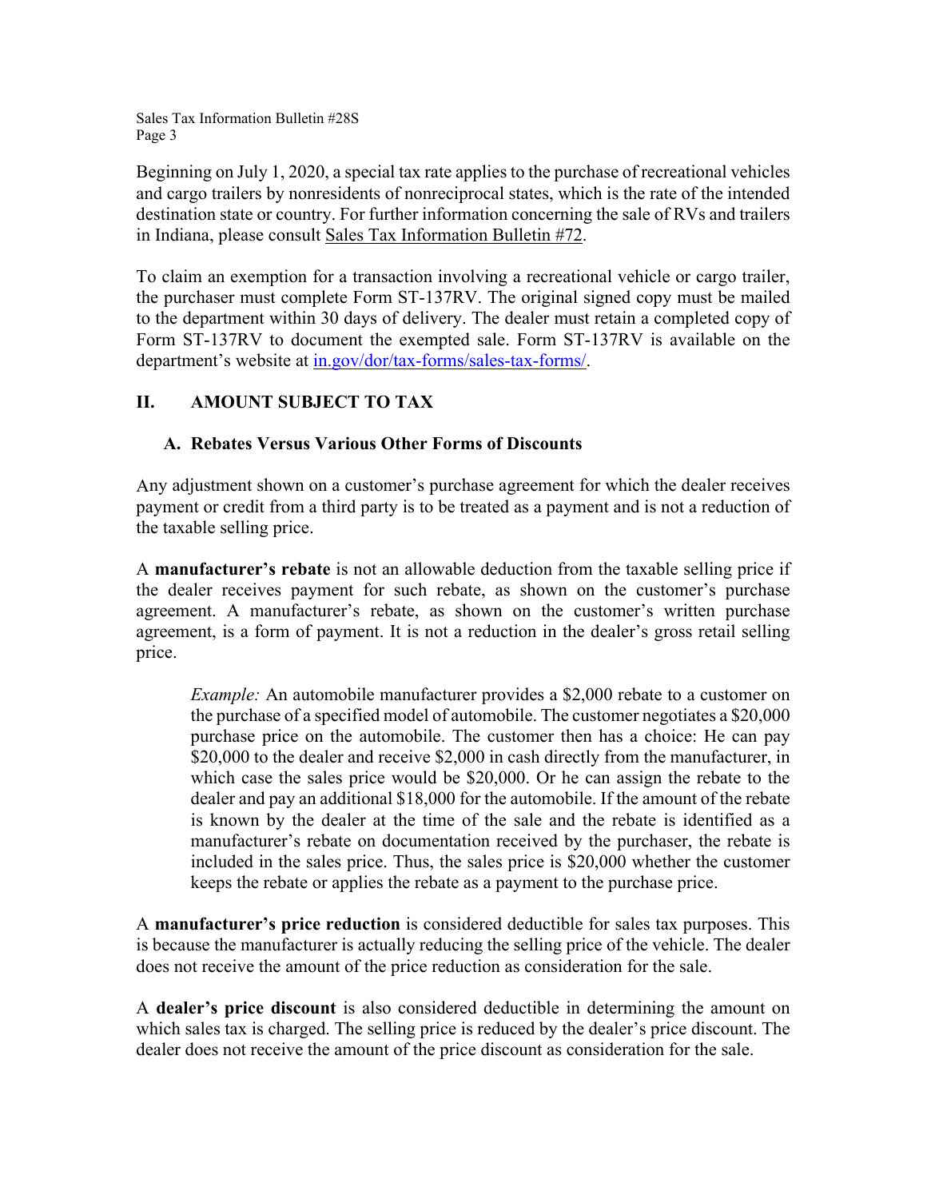Beginning on July 1, 2020, a special tax rate applies to the purchase of recreational vehicles and cargo trailers by nonresidents of nonreciprocal states, which is the rate of the intended destination state or country. For further information concerning the sale of RVs and trailers in Indiana, please consult Sales Tax Information Bulletin #72.

To claim an exemption for a transaction involving a recreational vehicle or cargo trailer, the purchaser must complete Form ST-137RV. The original signed copy must be mailed to the department within 30 days of delivery. The dealer must retain a completed copy of Form ST-137RV to document the exempted sale. Form ST-137RV is available on the department's website at [in.gov/dor/tax-forms/sales-tax-forms/](in.gov/dor/tax-forms/sales-tax-forms/).

## II. AMOUNT SUBJECT TO TAX

### A. Rebates Versus Various Other Forms of Discounts

Any adjustment shown on a customer's purchase agreement for which the dealer receives payment or credit from a third party is to be treated as a payment and is not a reduction of the taxable selling price.

A **manufacturer's rebate** is not an allowable deduction from the taxable selling price if the dealer receives payment for such rebate, as shown on the customer's purchase agreement. A manufacturer's rebate, as shown on the customer's written purchase agreement, is a form of payment. It is not a reduction in the dealer's gross retail selling price.

> *Example:* An automobile manufacturer provides a $2,000 rebate to a customer on the purchase of a specified model of automobile. The customer negotiates a $20,000 purchase price on the automobile. The customer then has a choice: He can pay $20,000 to the dealer and receive $2,000 in cash directly from the manufacturer, in which case the sales price would be $20,000. Or he can assign the rebate to the dealer and pay an additional $18,000 for the automobile. If the amount of the rebate is known by the dealer at the time of the sale and the rebate is identified as a manufacturer's rebate on documentation received by the purchaser, the rebate is included in the sales price. Thus, the sales price is $20,000 whether the customer keeps the rebate or applies the rebate as a payment to the purchase price.

A **manufacturer's price reduction** is considered deductible for sales tax purposes. This is because the manufacturer is actually reducing the selling price of the vehicle. The dealer does not receive the amount of the price reduction as consideration for the sale.

A **dealer's price discount** is also considered deductible in determining the amount on which sales tax is charged. The selling price is reduced by the dealer's price discount. The dealer does not receive the amount of the price discount as consideration for the sale.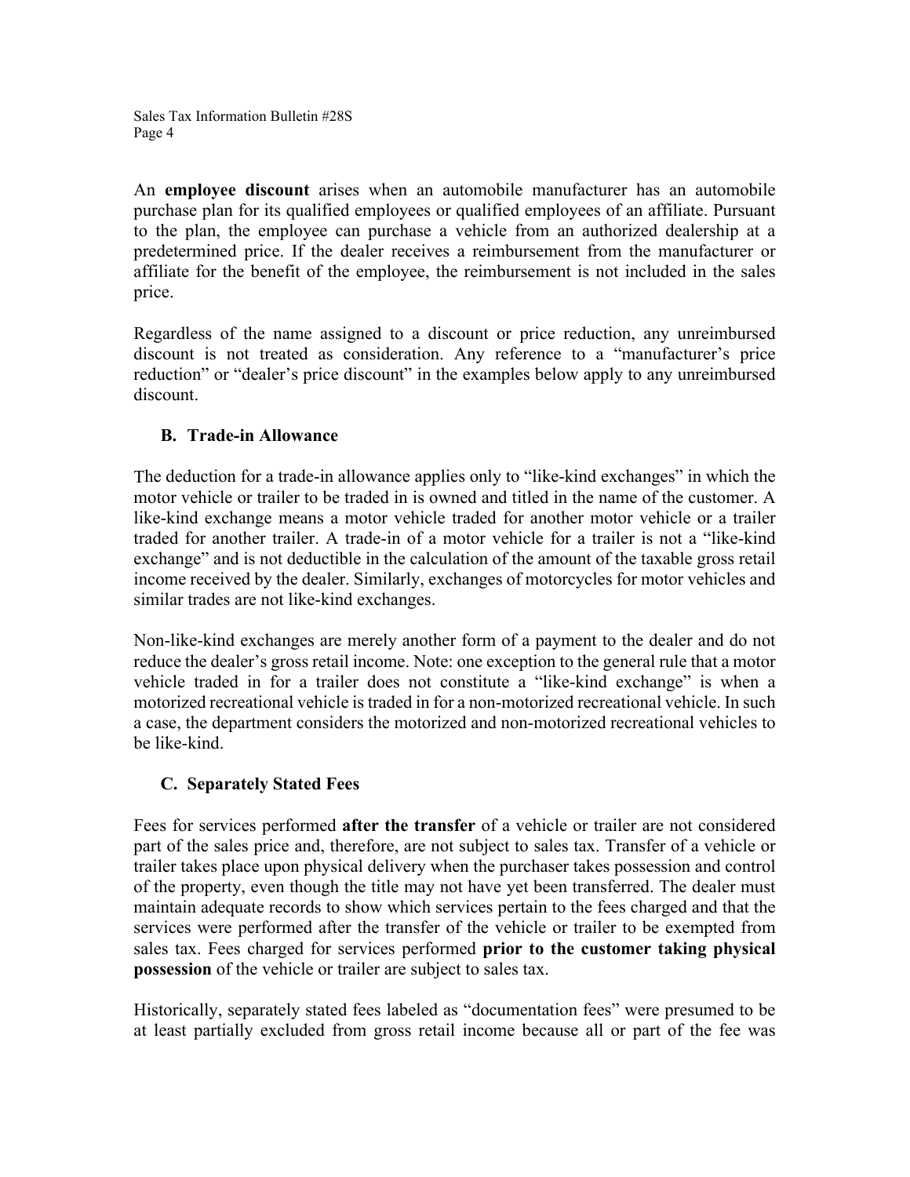An **employee discount** arises when an automobile manufacturer has an automobile purchase plan for its qualified employees or qualified employees of an affiliate. Pursuant to the plan, the employee can purchase a vehicle from an authorized dealership at a predetermined price. If the dealer receives a reimbursement from the manufacturer or affiliate for the benefit of the employee, the reimbursement is not included in the sales price.

Regardless of the name assigned to a discount or price reduction, any unreimbursed discount is not treated as consideration. Any reference to a "manufacturer's price reduction" or "dealer's price discount" in the examples below apply to any unreimbursed discount.

### B. Trade-in Allowance

The deduction for a trade-in allowance applies only to "like-kind exchanges" in which the motor vehicle or trailer to be traded in is owned and titled in the name of the customer. A like-kind exchange means a motor vehicle traded for another motor vehicle or a trailer traded for another trailer. A trade-in of a motor vehicle for a trailer is not a "like-kind exchange" and is not deductible in the calculation of the amount of the taxable gross retail income received by the dealer. Similarly, exchanges of motorcycles for motor vehicles and similar trades are not like-kind exchanges.

Non-like-kind exchanges are merely another form of a payment to the dealer and do not reduce the dealer's gross retail income. Note: one exception to the general rule that a motor vehicle traded in for a trailer does not constitute a "like-kind exchange" is when a motorized recreational vehicle is traded in for a non-motorized recreational vehicle. In such a case, the department considers the motorized and non-motorized recreational vehicles to be like-kind.

### C. Separately Stated Fees

Fees for services performed **after the transfer** of a vehicle or trailer are not considered part of the sales price and, therefore, are not subject to sales tax. Transfer of a vehicle or trailer takes place upon physical delivery when the purchaser takes possession and control of the property, even though the title may not have yet been transferred. The dealer must maintain adequate records to show which services pertain to the fees charged and that the services were performed after the transfer of the vehicle or trailer to be exempted from sales tax. Fees charged for services performed **prior to the customer taking physical possession** of the vehicle or trailer are subject to sales tax.

Historically, separately stated fees labeled as "documentation fees" were presumed to be at least partially excluded from gross retail income because all or part of the fee was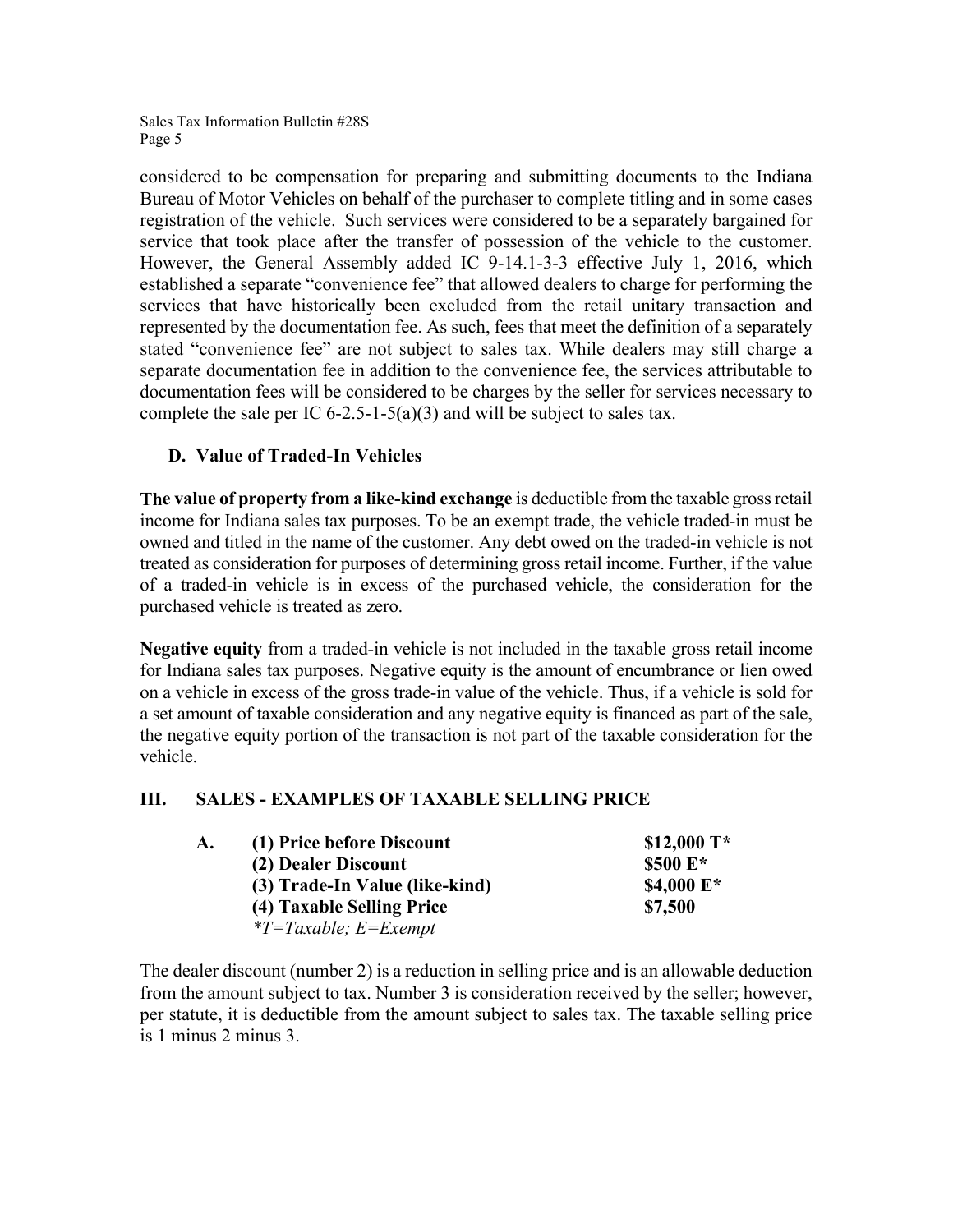considered to be compensation for preparing and submitting documents to the Indiana Bureau of Motor Vehicles on behalf of the purchaser to complete titling and in some cases registration of the vehicle. Such services were considered to be a separately bargained for service that took place after the transfer of possession of the vehicle to the customer. However, the General Assembly added IC 9-14.1-3-3 effective July 1, 2016, which established a separate "convenience fee" that allowed dealers to charge for performing the services that have historically been excluded from the retail unitary transaction and represented by the documentation fee. As such, fees that meet the definition of a separately stated "convenience fee" are not subject to sales tax. While dealers may still charge a separate documentation fee in addition to the convenience fee, the services attributable to documentation fees will be considered to be charges by the seller for services necessary to complete the sale per IC 6-2.5-1-5(a)(3) and will be subject to sales tax.

### D. Value of Traded-In Vehicles

**The value of property from a like-kind exchange** is deductible from the taxable gross retail income for Indiana sales tax purposes. To be an exempt trade, the vehicle traded-in must be owned and titled in the name of the customer. Any debt owed on the traded-in vehicle is not treated as consideration for purposes of determining gross retail income. Further, if the value of a traded-in vehicle is in excess of the purchased vehicle, the consideration for the purchased vehicle is treated as zero.

**Negative equity** from a traded-in vehicle is not included in the taxable gross retail income for Indiana sales tax purposes. Negative equity is the amount of encumbrance or lien owed on a vehicle in excess of the gross trade-in value of the vehicle. Thus, if a vehicle is sold for a set amount of taxable consideration and any negative equity is financed as part of the sale, the negative equity portion of the transaction is not part of the taxable consideration for the vehicle.

## III. SALES - EXAMPLES OF TAXABLE SELLING PRICE

| A. | | |
|---|---|---|
| | **(1) Price before Discount** | **$12,000 T*** |
| | **(2) Dealer Discount** | **$500 E*** |
| | **(3) Trade-In Value (like-kind)** | **$4,000 E*** |
| | **(4) Taxable Selling Price** | **$7,500** |
| | *\*T=Taxable; E=Exempt* | |

The dealer discount (number 2) is a reduction in selling price and is an allowable deduction from the amount subject to tax. Number 3 is consideration received by the seller; however, per statute, it is deductible from the amount subject to sales tax. The taxable selling price is 1 minus 2 minus 3.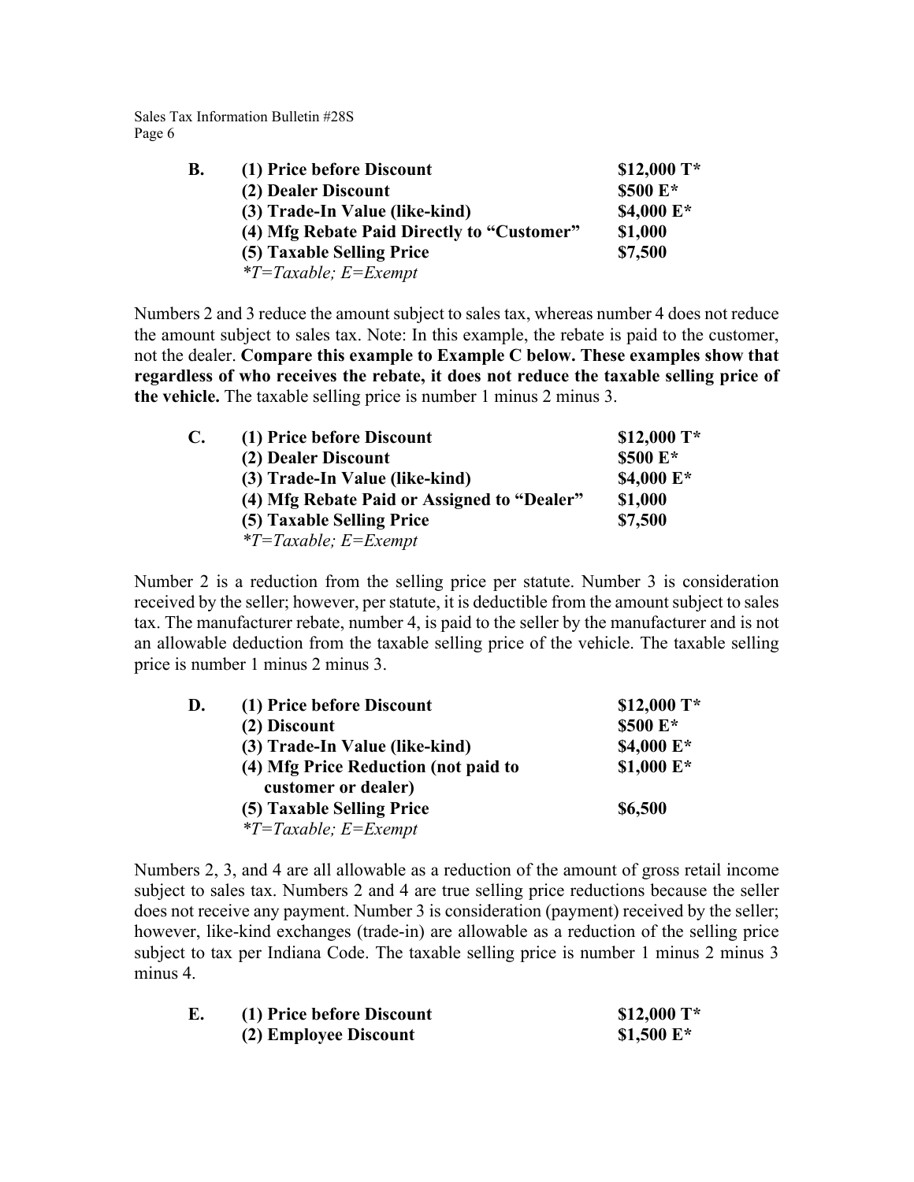**B.**

| | |
|---|---|
| **(1) Price before Discount** | **$12,000 T*** |
| **(2) Dealer Discount** | **$500 E*** |
| **(3) Trade-In Value (like-kind)** | **$4,000 E*** |
| **(4) Mfg Rebate Paid Directly to "Customer"** | **$1,000** |
| **(5) Taxable Selling Price** | **$7,500** |
| *\*T=Taxable; E=Exempt* | |

Numbers 2 and 3 reduce the amount subject to sales tax, whereas number 4 does not reduce the amount subject to sales tax. Note: In this example, the rebate is paid to the customer, not the dealer. **Compare this example to Example C below. These examples show that regardless of who receives the rebate, it does not reduce the taxable selling price of the vehicle.** The taxable selling price is number 1 minus 2 minus 3.

**C.**

| | |
|---|---|
| **(1) Price before Discount** | **$12,000 T*** |
| **(2) Dealer Discount** | **$500 E*** |
| **(3) Trade-In Value (like-kind)** | **$4,000 E*** |
| **(4) Mfg Rebate Paid or Assigned to "Dealer"** | **$1,000** |
| **(5) Taxable Selling Price** | **$7,500** |
| *\*T=Taxable; E=Exempt* | |

Number 2 is a reduction from the selling price per statute. Number 3 is consideration received by the seller; however, per statute, it is deductible from the amount subject to sales tax. The manufacturer rebate, number 4, is paid to the seller by the manufacturer and is not an allowable deduction from the taxable selling price of the vehicle. The taxable selling price is number 1 minus 2 minus 3.

**D.**

| | |
|---|---|
| **(1) Price before Discount** | **$12,000 T*** |
| **(2) Discount** | **$500 E*** |
| **(3) Trade-In Value (like-kind)** | **$4,000 E*** |
| **(4) Mfg Price Reduction (not paid to customer or dealer)** | **$1,000 E*** |
| **(5) Taxable Selling Price** | **$6,500** |
| *\*T=Taxable; E=Exempt* | |

Numbers 2, 3, and 4 are all allowable as a reduction of the amount of gross retail income subject to sales tax. Numbers 2 and 4 are true selling price reductions because the seller does not receive any payment. Number 3 is consideration (payment) received by the seller; however, like-kind exchanges (trade-in) are allowable as a reduction of the selling price subject to tax per Indiana Code. The taxable selling price is number 1 minus 2 minus 3 minus 4.

**E.**

| | |
|---|---|
| **(1) Price before Discount** | **$12,000 T*** |
| **(2) Employee Discount** | **$1,500 E*** |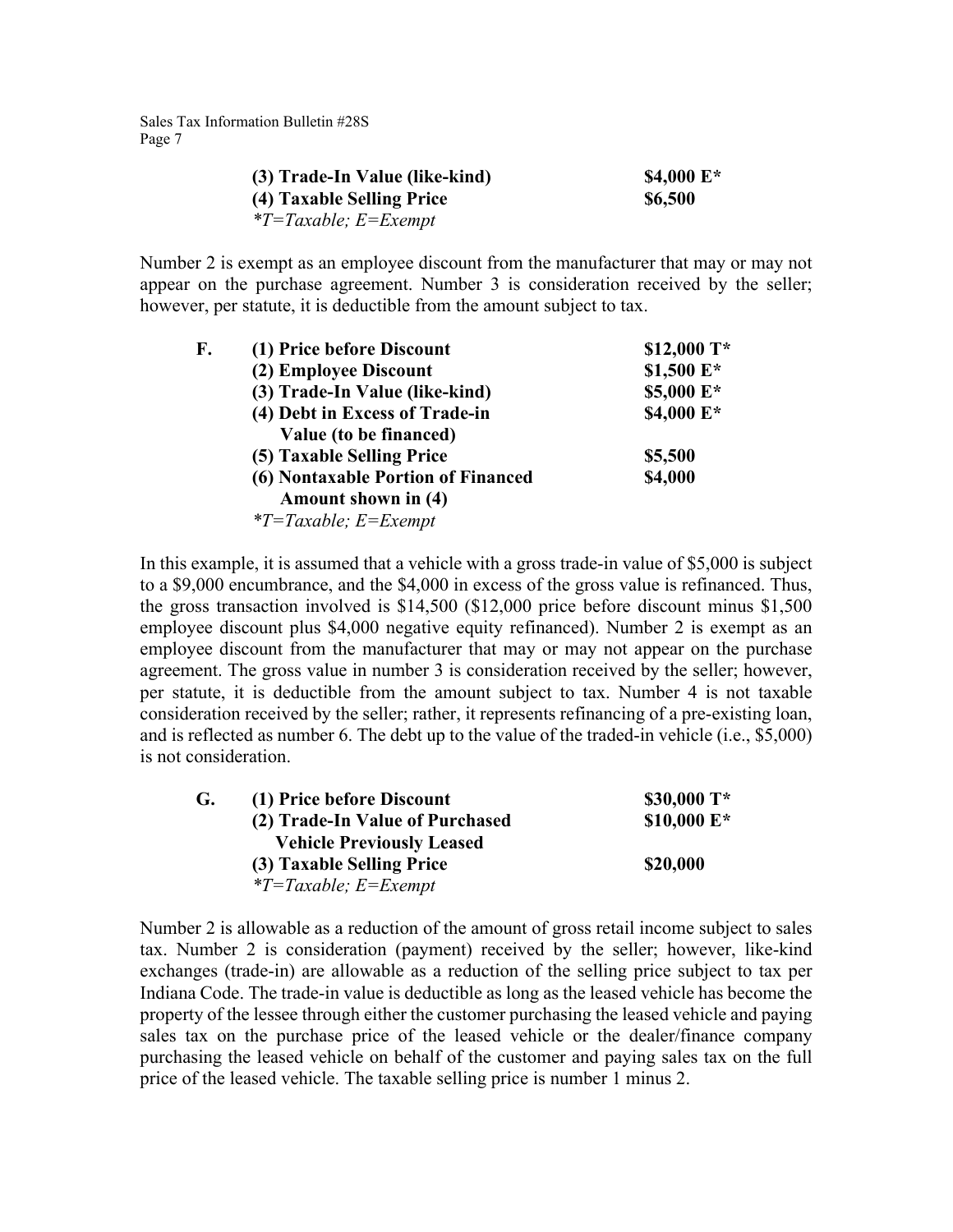| | | |
|---|---|---|
| | **(3) Trade-In Value (like-kind)** | **$4,000 E*** |
| | **(4) Taxable Selling Price** | **$6,500** |
| | *\*T=Taxable; E=Exempt* | |

Number 2 is exempt as an employee discount from the manufacturer that may or may not appear on the purchase agreement. Number 3 is consideration received by the seller; however, per statute, it is deductible from the amount subject to tax.

| | | |
|---|---|---|
| **F.** | **(1) Price before Discount** | **$12,000 T*** |
| | **(2) Employee Discount** | **$1,500 E*** |
| | **(3) Trade-In Value (like-kind)** | **$5,000 E*** |
| | **(4) Debt in Excess of Trade-in Value (to be financed)** | **$4,000 E*** |
| | **(5) Taxable Selling Price** | **$5,500** |
| | **(6) Nontaxable Portion of Financed Amount shown in (4)** | **$4,000** |
| | *\*T=Taxable; E=Exempt* | |

In this example, it is assumed that a vehicle with a gross trade-in value of $5,000 is subject to a $9,000 encumbrance, and the $4,000 in excess of the gross value is refinanced. Thus, the gross transaction involved is $14,500 ($12,000 price before discount minus $1,500 employee discount plus $4,000 negative equity refinanced). Number 2 is exempt as an employee discount from the manufacturer that may or may not appear on the purchase agreement. The gross value in number 3 is consideration received by the seller; however, per statute, it is deductible from the amount subject to tax. Number 4 is not taxable consideration received by the seller; rather, it represents refinancing of a pre-existing loan, and is reflected as number 6. The debt up to the value of the traded-in vehicle (i.e., $5,000) is not consideration.

| | | |
|---|---|---|
| **G.** | **(1) Price before Discount** | **$30,000 T*** |
| | **(2) Trade-In Value of Purchased Vehicle Previously Leased** | **$10,000 E*** |
| | **(3) Taxable Selling Price** | **$20,000** |
| | *\*T=Taxable; E=Exempt* | |

Number 2 is allowable as a reduction of the amount of gross retail income subject to sales tax. Number 2 is consideration (payment) received by the seller; however, like-kind exchanges (trade-in) are allowable as a reduction of the selling price subject to tax per Indiana Code. The trade-in value is deductible as long as the leased vehicle has become the property of the lessee through either the customer purchasing the leased vehicle and paying sales tax on the purchase price of the leased vehicle or the dealer/finance company purchasing the leased vehicle on behalf of the customer and paying sales tax on the full price of the leased vehicle. The taxable selling price is number 1 minus 2.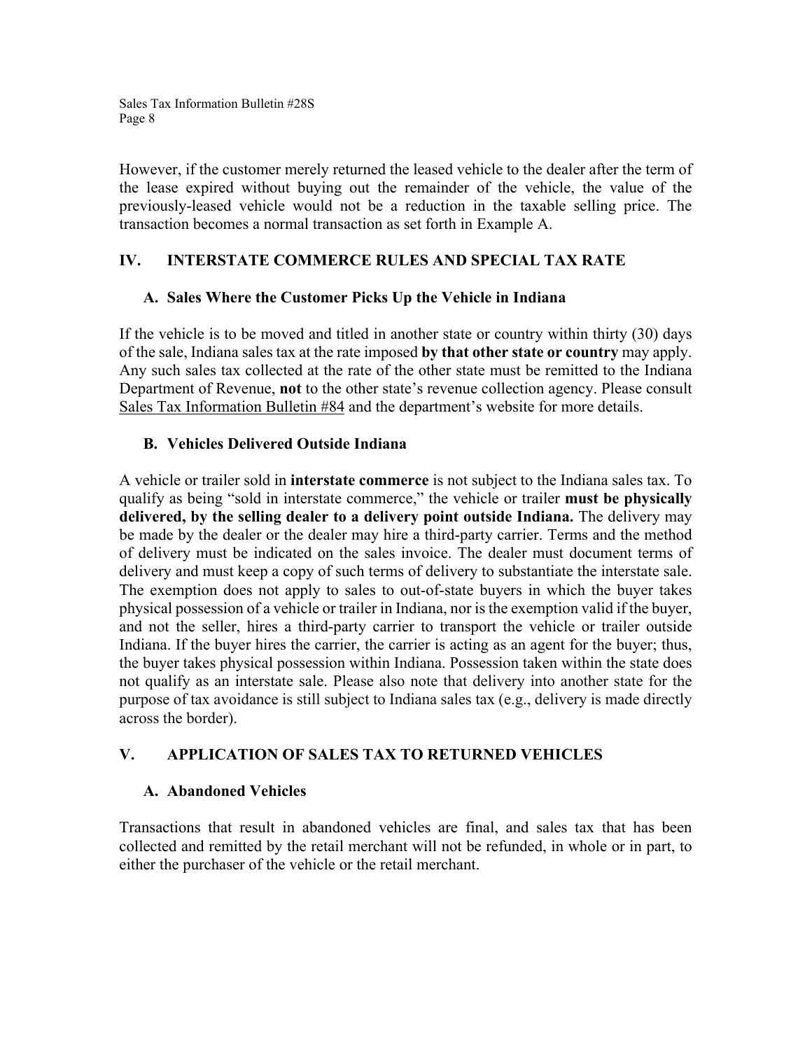However, if the customer merely returned the leased vehicle to the dealer after the term of the lease expired without buying out the remainder of the vehicle, the value of the previously-leased vehicle would not be a reduction in the taxable selling price. The transaction becomes a normal transaction as set forth in Example A.

## IV. INTERSTATE COMMERCE RULES AND SPECIAL TAX RATE

### A. Sales Where the Customer Picks Up the Vehicle in Indiana

If the vehicle is to be moved and titled in another state or country within thirty (30) days of the sale, Indiana sales tax at the rate imposed **by that other state or country** may apply. Any such sales tax collected at the rate of the other state must be remitted to the Indiana Department of Revenue, **not** to the other state's revenue collection agency. Please consult Sales Tax Information Bulletin #84 and the department's website for more details.

### B. Vehicles Delivered Outside Indiana

A vehicle or trailer sold in **interstate commerce** is not subject to the Indiana sales tax. To qualify as being "sold in interstate commerce," the vehicle or trailer **must be physically delivered, by the selling dealer to a delivery point outside Indiana.** The delivery may be made by the dealer or the dealer may hire a third-party carrier. Terms and the method of delivery must be indicated on the sales invoice. The dealer must document terms of delivery and must keep a copy of such terms of delivery to substantiate the interstate sale. The exemption does not apply to sales to out-of-state buyers in which the buyer takes physical possession of a vehicle or trailer in Indiana, nor is the exemption valid if the buyer, and not the seller, hires a third-party carrier to transport the vehicle or trailer outside Indiana. If the buyer hires the carrier, the carrier is acting as an agent for the buyer; thus, the buyer takes physical possession within Indiana. Possession taken within the state does not qualify as an interstate sale. Please also note that delivery into another state for the purpose of tax avoidance is still subject to Indiana sales tax (e.g., delivery is made directly across the border).

## V. APPLICATION OF SALES TAX TO RETURNED VEHICLES

### A. Abandoned Vehicles

Transactions that result in abandoned vehicles are final, and sales tax that has been collected and remitted by the retail merchant will not be refunded, in whole or in part, to either the purchaser of the vehicle or the retail merchant.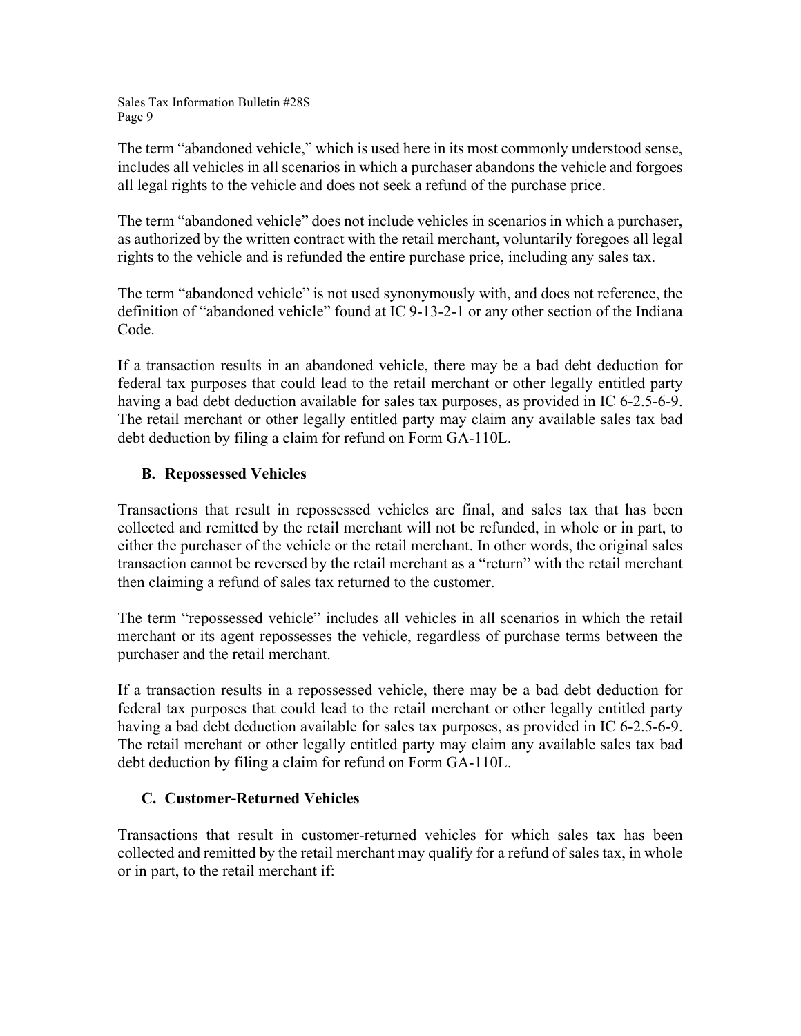The term "abandoned vehicle," which is used here in its most commonly understood sense, includes all vehicles in all scenarios in which a purchaser abandons the vehicle and forgoes all legal rights to the vehicle and does not seek a refund of the purchase price.

The term "abandoned vehicle" does not include vehicles in scenarios in which a purchaser, as authorized by the written contract with the retail merchant, voluntarily foregoes all legal rights to the vehicle and is refunded the entire purchase price, including any sales tax.

The term "abandoned vehicle" is not used synonymously with, and does not reference, the definition of "abandoned vehicle" found at IC 9-13-2-1 or any other section of the Indiana Code.

If a transaction results in an abandoned vehicle, there may be a bad debt deduction for federal tax purposes that could lead to the retail merchant or other legally entitled party having a bad debt deduction available for sales tax purposes, as provided in IC 6-2.5-6-9. The retail merchant or other legally entitled party may claim any available sales tax bad debt deduction by filing a claim for refund on Form GA-110L.

### B. Repossessed Vehicles

Transactions that result in repossessed vehicles are final, and sales tax that has been collected and remitted by the retail merchant will not be refunded, in whole or in part, to either the purchaser of the vehicle or the retail merchant. In other words, the original sales transaction cannot be reversed by the retail merchant as a "return" with the retail merchant then claiming a refund of sales tax returned to the customer.

The term "repossessed vehicle" includes all vehicles in all scenarios in which the retail merchant or its agent repossesses the vehicle, regardless of purchase terms between the purchaser and the retail merchant.

If a transaction results in a repossessed vehicle, there may be a bad debt deduction for federal tax purposes that could lead to the retail merchant or other legally entitled party having a bad debt deduction available for sales tax purposes, as provided in IC 6-2.5-6-9. The retail merchant or other legally entitled party may claim any available sales tax bad debt deduction by filing a claim for refund on Form GA-110L.

### C. Customer-Returned Vehicles

Transactions that result in customer-returned vehicles for which sales tax has been collected and remitted by the retail merchant may qualify for a refund of sales tax, in whole or in part, to the retail merchant if: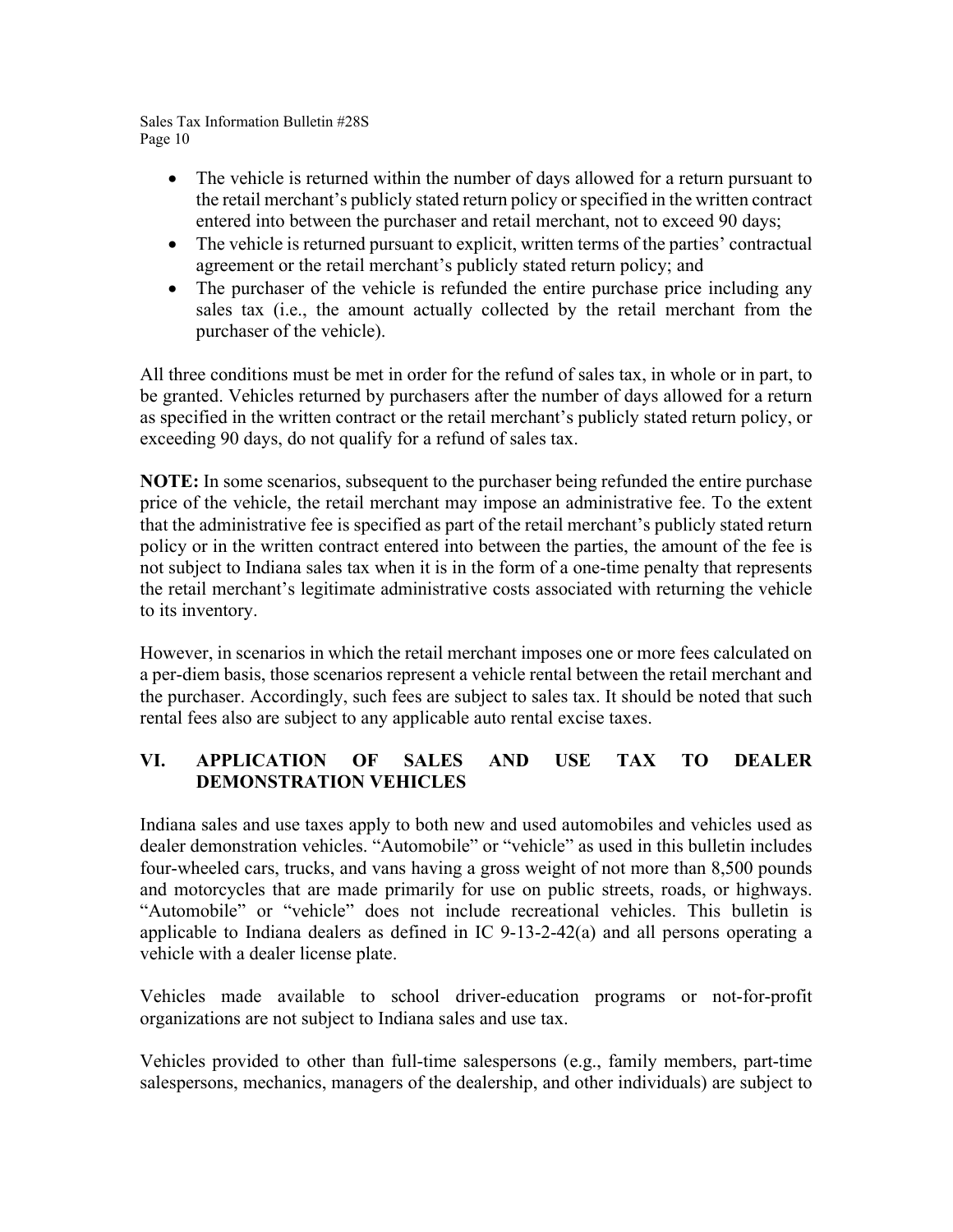- The vehicle is returned within the number of days allowed for a return pursuant to the retail merchant's publicly stated return policy or specified in the written contract entered into between the purchaser and retail merchant, not to exceed 90 days;
- The vehicle is returned pursuant to explicit, written terms of the parties' contractual agreement or the retail merchant's publicly stated return policy; and
- The purchaser of the vehicle is refunded the entire purchase price including any sales tax (i.e., the amount actually collected by the retail merchant from the purchaser of the vehicle).

All three conditions must be met in order for the refund of sales tax, in whole or in part, to be granted. Vehicles returned by purchasers after the number of days allowed for a return as specified in the written contract or the retail merchant's publicly stated return policy, or exceeding 90 days, do not qualify for a refund of sales tax.

**NOTE:** In some scenarios, subsequent to the purchaser being refunded the entire purchase price of the vehicle, the retail merchant may impose an administrative fee. To the extent that the administrative fee is specified as part of the retail merchant's publicly stated return policy or in the written contract entered into between the parties, the amount of the fee is not subject to Indiana sales tax when it is in the form of a one-time penalty that represents the retail merchant's legitimate administrative costs associated with returning the vehicle to its inventory.

However, in scenarios in which the retail merchant imposes one or more fees calculated on a per-diem basis, those scenarios represent a vehicle rental between the retail merchant and the purchaser. Accordingly, such fees are subject to sales tax. It should be noted that such rental fees also are subject to any applicable auto rental excise taxes.

## VI. APPLICATION OF SALES AND USE TAX TO DEALER DEMONSTRATION VEHICLES

Indiana sales and use taxes apply to both new and used automobiles and vehicles used as dealer demonstration vehicles. "Automobile" or "vehicle" as used in this bulletin includes four-wheeled cars, trucks, and vans having a gross weight of not more than 8,500 pounds and motorcycles that are made primarily for use on public streets, roads, or highways. "Automobile" or "vehicle" does not include recreational vehicles. This bulletin is applicable to Indiana dealers as defined in IC 9-13-2-42(a) and all persons operating a vehicle with a dealer license plate.

Vehicles made available to school driver-education programs or not-for-profit organizations are not subject to Indiana sales and use tax.

Vehicles provided to other than full-time salespersons (e.g., family members, part-time salespersons, mechanics, managers of the dealership, and other individuals) are subject to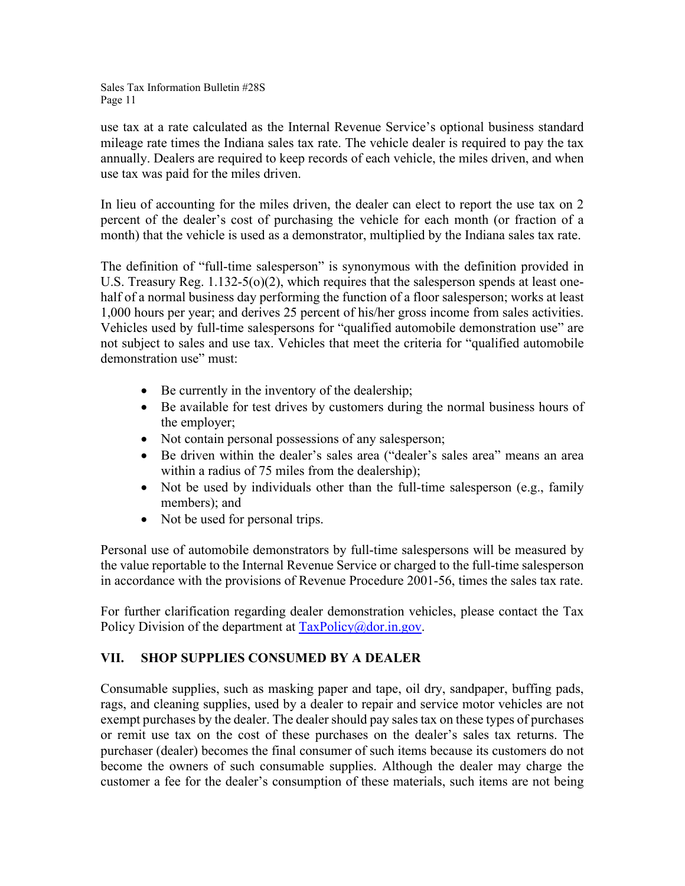use tax at a rate calculated as the Internal Revenue Service's optional business standard mileage rate times the Indiana sales tax rate. The vehicle dealer is required to pay the tax annually. Dealers are required to keep records of each vehicle, the miles driven, and when use tax was paid for the miles driven.

In lieu of accounting for the miles driven, the dealer can elect to report the use tax on 2 percent of the dealer's cost of purchasing the vehicle for each month (or fraction of a month) that the vehicle is used as a demonstrator, multiplied by the Indiana sales tax rate.

The definition of "full-time salesperson" is synonymous with the definition provided in U.S. Treasury Reg. 1.132-5(o)(2), which requires that the salesperson spends at least one-half of a normal business day performing the function of a floor salesperson; works at least 1,000 hours per year; and derives 25 percent of his/her gross income from sales activities. Vehicles used by full-time salespersons for "qualified automobile demonstration use" are not subject to sales and use tax. Vehicles that meet the criteria for "qualified automobile demonstration use" must:

- Be currently in the inventory of the dealership;
- Be available for test drives by customers during the normal business hours of the employer;
- Not contain personal possessions of any salesperson;
- Be driven within the dealer's sales area ("dealer's sales area" means an area within a radius of 75 miles from the dealership);
- Not be used by individuals other than the full-time salesperson (e.g., family members); and
- Not be used for personal trips.

Personal use of automobile demonstrators by full-time salespersons will be measured by the value reportable to the Internal Revenue Service or charged to the full-time salesperson in accordance with the provisions of Revenue Procedure 2001-56, times the sales tax rate.

For further clarification regarding dealer demonstration vehicles, please contact the Tax Policy Division of the department at [TaxPolicy@dor.in.gov](mailto:TaxPolicy@dor.in.gov).

## VII. SHOP SUPPLIES CONSUMED BY A DEALER

Consumable supplies, such as masking paper and tape, oil dry, sandpaper, buffing pads, rags, and cleaning supplies, used by a dealer to repair and service motor vehicles are not exempt purchases by the dealer. The dealer should pay sales tax on these types of purchases or remit use tax on the cost of these purchases on the dealer's sales tax returns. The purchaser (dealer) becomes the final consumer of such items because its customers do not become the owners of such consumable supplies. Although the dealer may charge the customer a fee for the dealer's consumption of these materials, such items are not being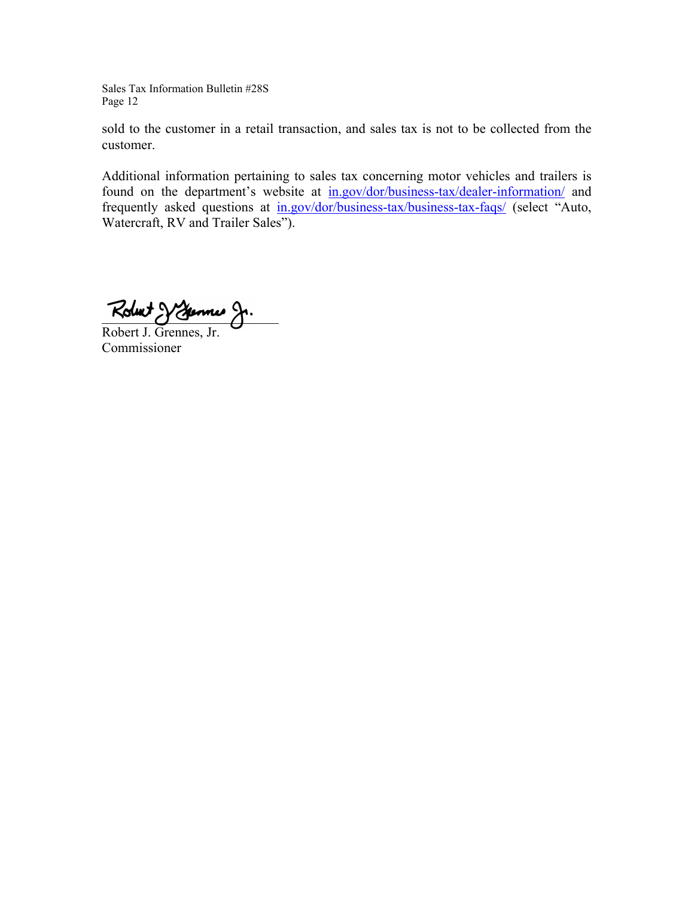sold to the customer in a retail transaction, and sales tax is not to be collected from the customer.

Additional information pertaining to sales tax concerning motor vehicles and trailers is found on the department's website at [in.gov/dor/business-tax/dealer-information/](https://in.gov/dor/business-tax/dealer-information/) and frequently asked questions at [in.gov/dor/business-tax/business-tax-faqs/](https://in.gov/dor/business-tax/business-tax-faqs/) (select "Auto, Watercraft, RV and Trailer Sales").

Robert J. Grennes, Jr.
Commissioner